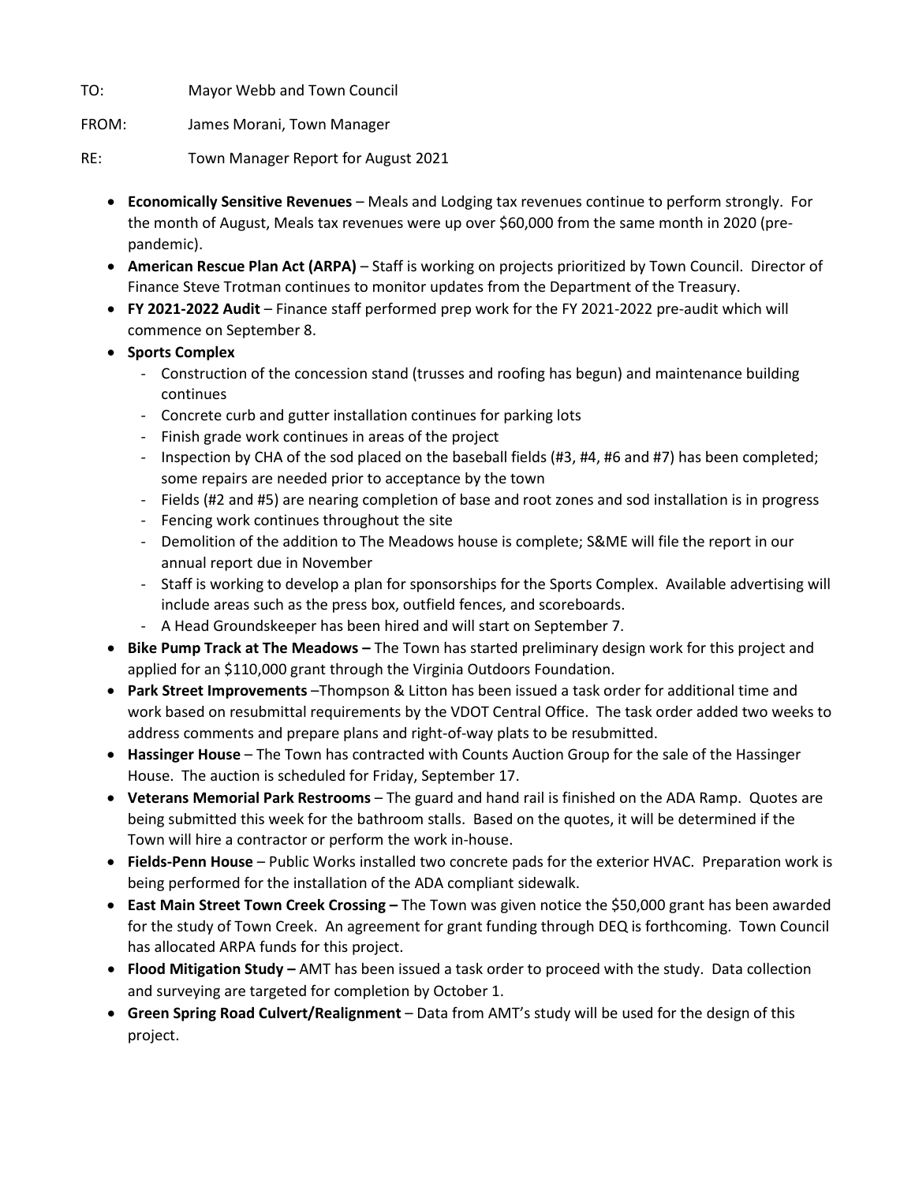TO: Mayor Webb and Town Council

FROM: James Morani, Town Manager

RE: Town Manager Report for August 2021

- **Economically Sensitive Revenues** – Meals and Lodging tax revenues continue to perform strongly. For the month of August, Meals tax revenues were up over $60,000 from the same month in 2020 (pre-pandemic).
- **American Rescue Plan Act (ARPA)** – Staff is working on projects prioritized by Town Council. Director of Finance Steve Trotman continues to monitor updates from the Department of the Treasury.
- **FY 2021-2022 Audit** – Finance staff performed prep work for the FY 2021-2022 pre-audit which will commence on September 8.
- **Sports Complex**
  - Construction of the concession stand (trusses and roofing has begun) and maintenance building continues
  - Concrete curb and gutter installation continues for parking lots
  - Finish grade work continues in areas of the project
  - Inspection by CHA of the sod placed on the baseball fields (#3, #4, #6 and #7) has been completed; some repairs are needed prior to acceptance by the town
  - Fields (#2 and #5) are nearing completion of base and root zones and sod installation is in progress
  - Fencing work continues throughout the site
  - Demolition of the addition to The Meadows house is complete; S&ME will file the report in our annual report due in November
  - Staff is working to develop a plan for sponsorships for the Sports Complex. Available advertising will include areas such as the press box, outfield fences, and scoreboards.
  - A Head Groundskeeper has been hired and will start on September 7.
- **Bike Pump Track at The Meadows –** The Town has started preliminary design work for this project and applied for an $110,000 grant through the Virginia Outdoors Foundation.
- **Park Street Improvements** –Thompson & Litton has been issued a task order for additional time and work based on resubmittal requirements by the VDOT Central Office. The task order added two weeks to address comments and prepare plans and right-of-way plats to be resubmitted.
- **Hassinger House** – The Town has contracted with Counts Auction Group for the sale of the Hassinger House. The auction is scheduled for Friday, September 17.
- **Veterans Memorial Park Restrooms** – The guard and hand rail is finished on the ADA Ramp. Quotes are being submitted this week for the bathroom stalls. Based on the quotes, it will be determined if the Town will hire a contractor or perform the work in-house.
- **Fields-Penn House** – Public Works installed two concrete pads for the exterior HVAC. Preparation work is being performed for the installation of the ADA compliant sidewalk.
- **East Main Street Town Creek Crossing –** The Town was given notice the $50,000 grant has been awarded for the study of Town Creek. An agreement for grant funding through DEQ is forthcoming. Town Council has allocated ARPA funds for this project.
- **Flood Mitigation Study –** AMT has been issued a task order to proceed with the study. Data collection and surveying are targeted for completion by October 1.
- **Green Spring Road Culvert/Realignment** – Data from AMT's study will be used for the design of this project.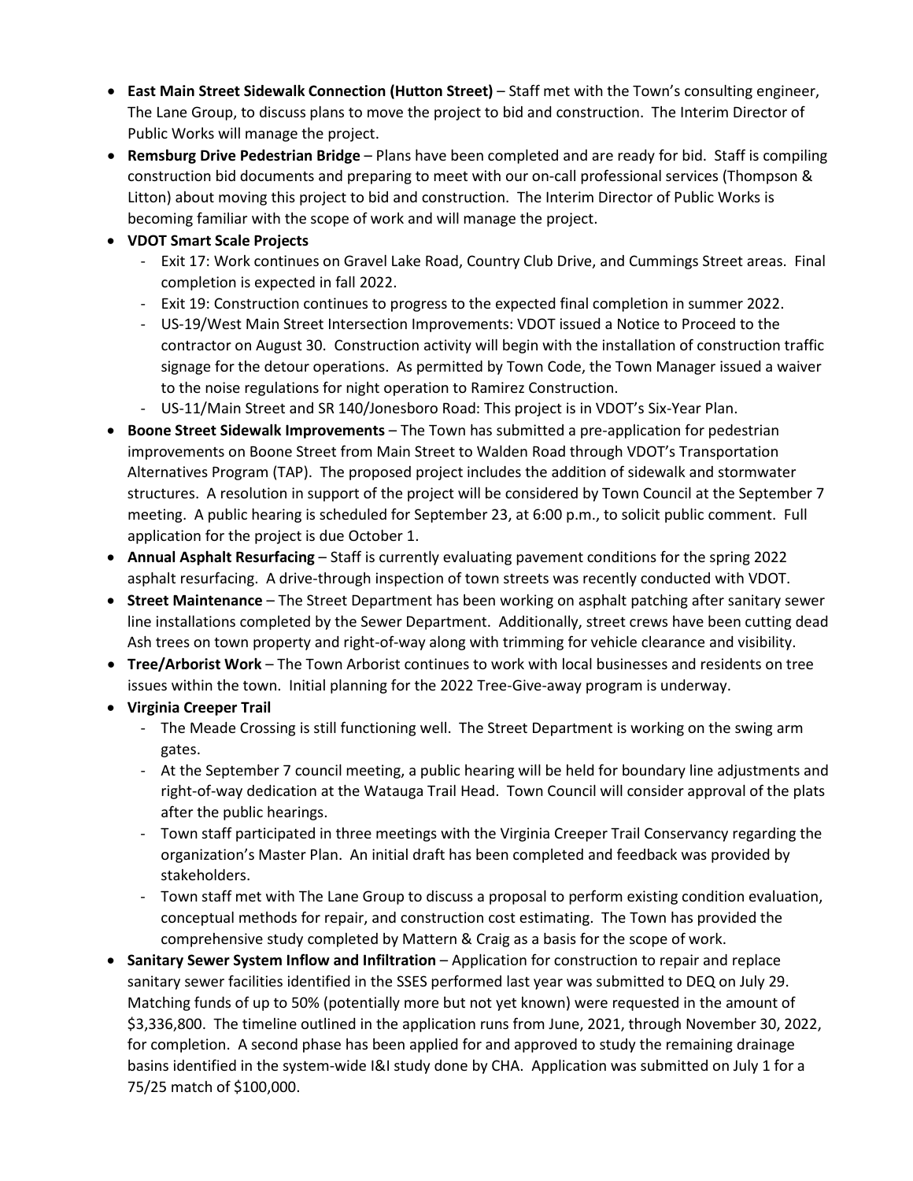- **East Main Street Sidewalk Connection (Hutton Street)** – Staff met with the Town's consulting engineer, The Lane Group, to discuss plans to move the project to bid and construction. The Interim Director of Public Works will manage the project.
- **Remsburg Drive Pedestrian Bridge** – Plans have been completed and are ready for bid. Staff is compiling construction bid documents and preparing to meet with our on-call professional services (Thompson & Litton) about moving this project to bid and construction. The Interim Director of Public Works is becoming familiar with the scope of work and will manage the project.
- **VDOT Smart Scale Projects**
  - Exit 17: Work continues on Gravel Lake Road, Country Club Drive, and Cummings Street areas. Final completion is expected in fall 2022.
  - Exit 19: Construction continues to progress to the expected final completion in summer 2022.
  - US-19/West Main Street Intersection Improvements: VDOT issued a Notice to Proceed to the contractor on August 30. Construction activity will begin with the installation of construction traffic signage for the detour operations. As permitted by Town Code, the Town Manager issued a waiver to the noise regulations for night operation to Ramirez Construction.
  - US-11/Main Street and SR 140/Jonesboro Road: This project is in VDOT's Six-Year Plan.
- **Boone Street Sidewalk Improvements** – The Town has submitted a pre-application for pedestrian improvements on Boone Street from Main Street to Walden Road through VDOT's Transportation Alternatives Program (TAP). The proposed project includes the addition of sidewalk and stormwater structures. A resolution in support of the project will be considered by Town Council at the September 7 meeting. A public hearing is scheduled for September 23, at 6:00 p.m., to solicit public comment. Full application for the project is due October 1.
- **Annual Asphalt Resurfacing** – Staff is currently evaluating pavement conditions for the spring 2022 asphalt resurfacing. A drive-through inspection of town streets was recently conducted with VDOT.
- **Street Maintenance** – The Street Department has been working on asphalt patching after sanitary sewer line installations completed by the Sewer Department. Additionally, street crews have been cutting dead Ash trees on town property and right-of-way along with trimming for vehicle clearance and visibility.
- **Tree/Arborist Work** – The Town Arborist continues to work with local businesses and residents on tree issues within the town. Initial planning for the 2022 Tree-Give-away program is underway.
- **Virginia Creeper Trail**
  - The Meade Crossing is still functioning well. The Street Department is working on the swing arm gates.
  - At the September 7 council meeting, a public hearing will be held for boundary line adjustments and right-of-way dedication at the Watauga Trail Head. Town Council will consider approval of the plats after the public hearings.
  - Town staff participated in three meetings with the Virginia Creeper Trail Conservancy regarding the organization's Master Plan. An initial draft has been completed and feedback was provided by stakeholders.
  - Town staff met with The Lane Group to discuss a proposal to perform existing condition evaluation, conceptual methods for repair, and construction cost estimating. The Town has provided the comprehensive study completed by Mattern & Craig as a basis for the scope of work.
- **Sanitary Sewer System Inflow and Infiltration** – Application for construction to repair and replace sanitary sewer facilities identified in the SSES performed last year was submitted to DEQ on July 29. Matching funds of up to 50% (potentially more but not yet known) were requested in the amount of $3,336,800. The timeline outlined in the application runs from June, 2021, through November 30, 2022, for completion. A second phase has been applied for and approved to study the remaining drainage basins identified in the system-wide I&I study done by CHA. Application was submitted on July 1 for a 75/25 match of $100,000.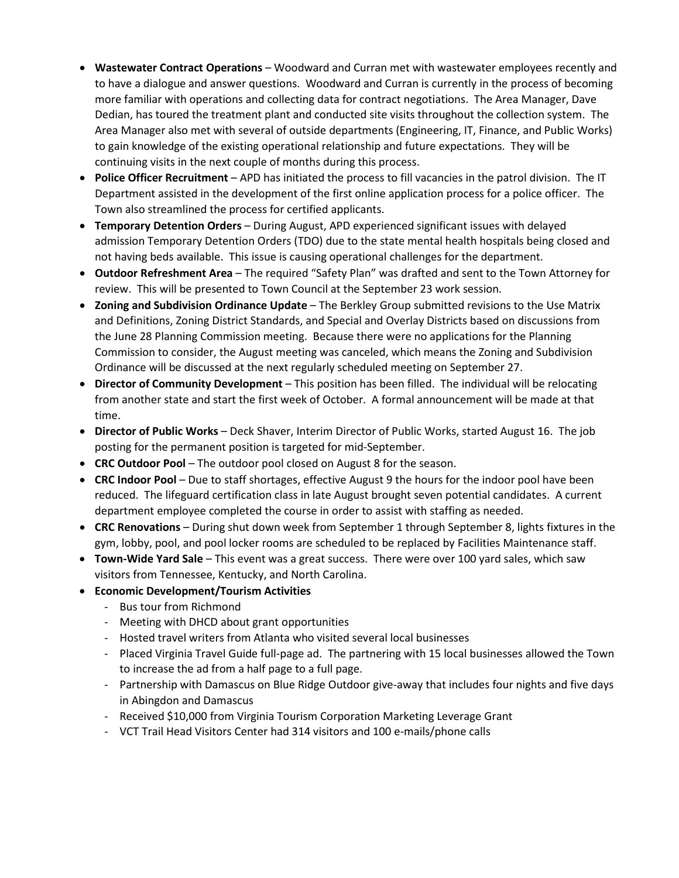- **Wastewater Contract Operations** – Woodward and Curran met with wastewater employees recently and to have a dialogue and answer questions. Woodward and Curran is currently in the process of becoming more familiar with operations and collecting data for contract negotiations. The Area Manager, Dave Dedian, has toured the treatment plant and conducted site visits throughout the collection system. The Area Manager also met with several of outside departments (Engineering, IT, Finance, and Public Works) to gain knowledge of the existing operational relationship and future expectations. They will be continuing visits in the next couple of months during this process.
- **Police Officer Recruitment** – APD has initiated the process to fill vacancies in the patrol division. The IT Department assisted in the development of the first online application process for a police officer. The Town also streamlined the process for certified applicants.
- **Temporary Detention Orders** – During August, APD experienced significant issues with delayed admission Temporary Detention Orders (TDO) due to the state mental health hospitals being closed and not having beds available. This issue is causing operational challenges for the department.
- **Outdoor Refreshment Area** – The required "Safety Plan" was drafted and sent to the Town Attorney for review. This will be presented to Town Council at the September 23 work session.
- **Zoning and Subdivision Ordinance Update** – The Berkley Group submitted revisions to the Use Matrix and Definitions, Zoning District Standards, and Special and Overlay Districts based on discussions from the June 28 Planning Commission meeting. Because there were no applications for the Planning Commission to consider, the August meeting was canceled, which means the Zoning and Subdivision Ordinance will be discussed at the next regularly scheduled meeting on September 27.
- **Director of Community Development** – This position has been filled. The individual will be relocating from another state and start the first week of October. A formal announcement will be made at that time.
- **Director of Public Works** – Deck Shaver, Interim Director of Public Works, started August 16. The job posting for the permanent position is targeted for mid-September.
- **CRC Outdoor Pool** – The outdoor pool closed on August 8 for the season.
- **CRC Indoor Pool** – Due to staff shortages, effective August 9 the hours for the indoor pool have been reduced. The lifeguard certification class in late August brought seven potential candidates. A current department employee completed the course in order to assist with staffing as needed.
- **CRC Renovations** – During shut down week from September 1 through September 8, lights fixtures in the gym, lobby, pool, and pool locker rooms are scheduled to be replaced by Facilities Maintenance staff.
- **Town-Wide Yard Sale** – This event was a great success. There were over 100 yard sales, which saw visitors from Tennessee, Kentucky, and North Carolina.
- **Economic Development/Tourism Activities**
  - Bus tour from Richmond
  - Meeting with DHCD about grant opportunities
  - Hosted travel writers from Atlanta who visited several local businesses
  - Placed Virginia Travel Guide full-page ad. The partnering with 15 local businesses allowed the Town to increase the ad from a half page to a full page.
  - Partnership with Damascus on Blue Ridge Outdoor give-away that includes four nights and five days in Abingdon and Damascus
  - Received $10,000 from Virginia Tourism Corporation Marketing Leverage Grant
  - VCT Trail Head Visitors Center had 314 visitors and 100 e-mails/phone calls